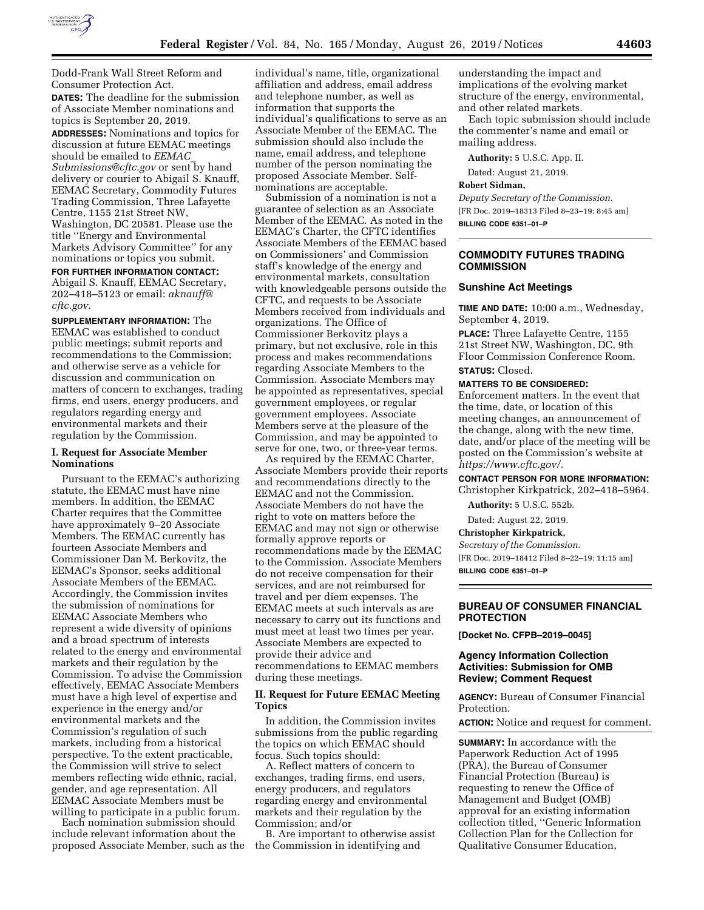Dodd-Frank Wall Street Reform and Consumer Protection Act.

**DATES:** The deadline for the submission of Associate Member nominations and topics is September 20, 2019.

**ADDRESSES:** Nominations and topics for discussion at future EEMAC meetings should be emailed to *EEMAC_Submissions@cftc.gov* or sent by hand delivery or courier to Abigail S. Knauff, EEMAC Secretary, Commodity Futures Trading Commission, Three Lafayette Centre, 1155 21st Street NW, Washington, DC 20581. Please use the title ''Energy and Environmental Markets Advisory Committee'' for any nominations or topics you submit.

**FOR FURTHER INFORMATION CONTACT:** Abigail S. Knauff, EEMAC Secretary, 202–418–5123 or email: *aknauff@cftc.gov.*

**SUPPLEMENTARY INFORMATION:** The EEMAC was established to conduct public meetings; submit reports and recommendations to the Commission; and otherwise serve as a vehicle for discussion and communication on matters of concern to exchanges, trading firms, end users, energy producers, and regulators regarding energy and environmental markets and their regulation by the Commission.

## I. Request for Associate Member Nominations

Pursuant to the EEMAC's authorizing statute, the EEMAC must have nine members. In addition, the EEMAC Charter requires that the Committee have approximately 9–20 Associate Members. The EEMAC currently has fourteen Associate Members and Commissioner Dan M. Berkovitz, the EEMAC's Sponsor, seeks additional Associate Members of the EEMAC. Accordingly, the Commission invites the submission of nominations for EEMAC Associate Members who represent a wide diversity of opinions and a broad spectrum of interests related to the energy and environmental markets and their regulation by the Commission. To advise the Commission effectively, EEMAC Associate Members must have a high level of expertise and experience in the energy and/or environmental markets and the Commission's regulation of such markets, including from a historical perspective. To the extent practicable, the Commission will strive to select members reflecting wide ethnic, racial, gender, and age representation. All EEMAC Associate Members must be willing to participate in a public forum.

Each nomination submission should include relevant information about the proposed Associate Member, such as the individual's name, title, organizational affiliation and address, email address and telephone number, as well as information that supports the individual's qualifications to serve as an Associate Member of the EEMAC. The submission should also include the name, email address, and telephone number of the person nominating the proposed Associate Member. Self-nominations are acceptable.

Submission of a nomination is not a guarantee of selection as an Associate Member of the EEMAC. As noted in the EEMAC's Charter, the CFTC identifies Associate Members of the EEMAC based on Commissioners' and Commission staff's knowledge of the energy and environmental markets, consultation with knowledgeable persons outside the CFTC, and requests to be Associate Members received from individuals and organizations. The Office of Commissioner Berkovitz plays a primary, but not exclusive, role in this process and makes recommendations regarding Associate Members to the Commission. Associate Members may be appointed as representatives, special government employees, or regular government employees. Associate Members serve at the pleasure of the Commission, and may be appointed to serve for one, two, or three-year terms.

As required by the EEMAC Charter, Associate Members provide their reports and recommendations directly to the EEMAC and not the Commission. Associate Members do not have the right to vote on matters before the EEMAC and may not sign or otherwise formally approve reports or recommendations made by the EEMAC to the Commission. Associate Members do not receive compensation for their services, and are not reimbursed for travel and per diem expenses. The EEMAC meets at such intervals as are necessary to carry out its functions and must meet at least two times per year. Associate Members are expected to provide their advice and recommendations to EEMAC members during these meetings.

## II. Request for Future EEMAC Meeting Topics

In addition, the Commission invites submissions from the public regarding the topics on which EEMAC should focus. Such topics should:

A. Reflect matters of concern to exchanges, trading firms, end users, energy producers, and regulators regarding energy and environmental markets and their regulation by the Commission; and/or

B. Are important to otherwise assist the Commission in identifying and understanding the impact and implications of the evolving market structure of the energy, environmental, and other related markets.

Each topic submission should include the commenter's name and email or mailing address.

**Authority:** 5 U.S.C. App. II.

Dated: August 21, 2019.

**Robert Sidman,**

*Deputy Secretary of the Commission.*

[FR Doc. 2019–18313 Filed 8–23–19; 8:45 am]

**BILLING CODE 6351–01–P**

---

# COMMODITY FUTURES TRADING COMMISSION

## Sunshine Act Meetings

**TIME AND DATE:** 10:00 a.m., Wednesday, September 4, 2019.

**PLACE:** Three Lafayette Centre, 1155 21st Street NW, Washington, DC, 9th Floor Commission Conference Room.

**STATUS:** Closed.

**MATTERS TO BE CONSIDERED:** Enforcement matters. In the event that the time, date, or location of this meeting changes, an announcement of the change, along with the new time, date, and/or place of the meeting will be posted on the Commission's website at *https://www.cftc.gov/.*

**CONTACT PERSON FOR MORE INFORMATION:** Christopher Kirkpatrick, 202–418–5964.

**Authority:** 5 U.S.C. 552b.

Dated: August 22, 2019.

**Christopher Kirkpatrick,**

*Secretary of the Commission.*

[FR Doc. 2019–18412 Filed 8–22–19; 11:15 am]

**BILLING CODE 6351–01–P**

---

# BUREAU OF CONSUMER FINANCIAL PROTECTION

**[Docket No. CFPB–2019–0045]**

## Agency Information Collection Activities: Submission for OMB Review; Comment Request

**AGENCY:** Bureau of Consumer Financial Protection.

**ACTION:** Notice and request for comment.

**SUMMARY:** In accordance with the Paperwork Reduction Act of 1995 (PRA), the Bureau of Consumer Financial Protection (Bureau) is requesting to renew the Office of Management and Budget (OMB) approval for an existing information collection titled, ''Generic Information Collection Plan for the Collection for Qualitative Consumer Education,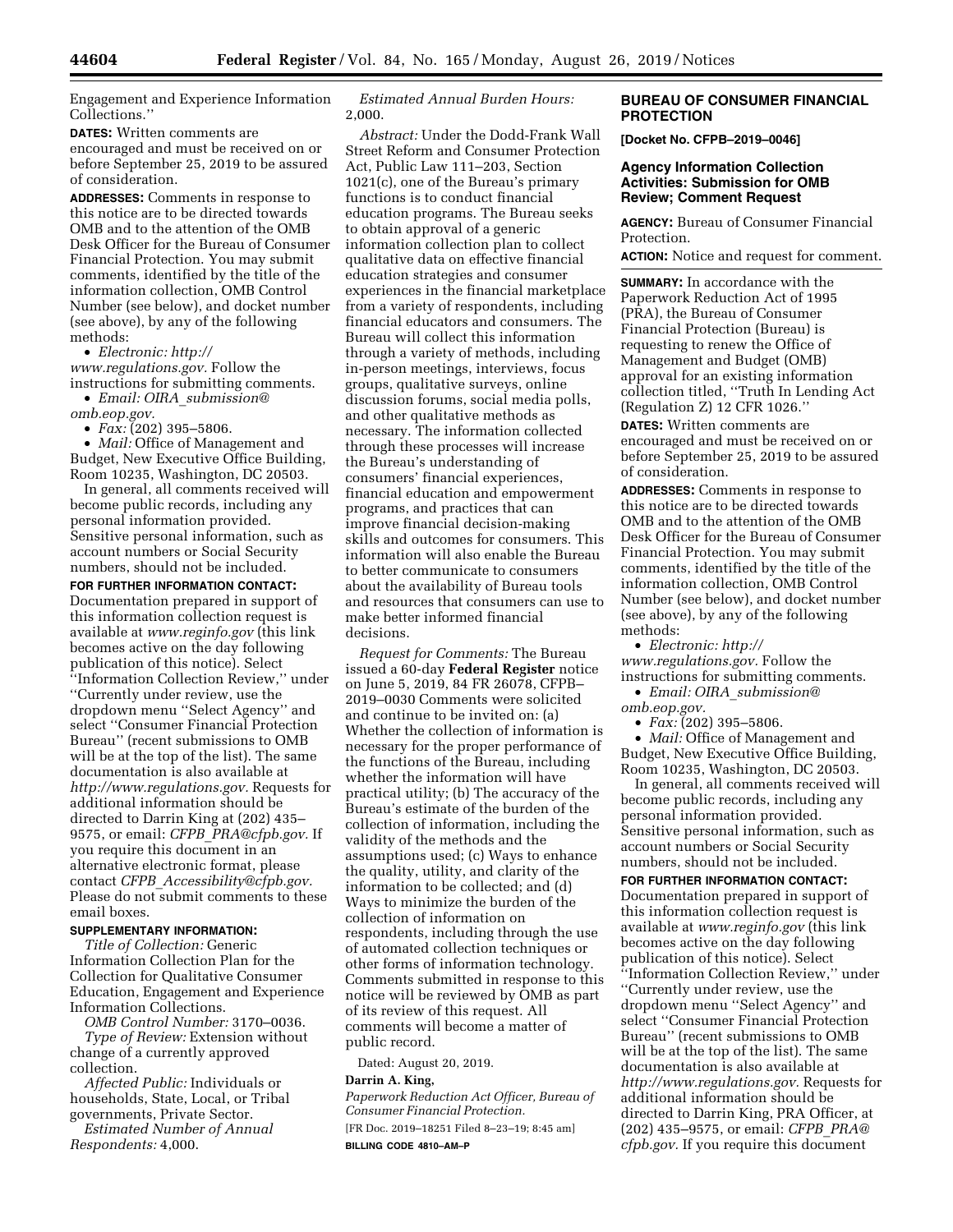Engagement and Experience Information Collections.''

**DATES:** Written comments are encouraged and must be received on or before September 25, 2019 to be assured of consideration.

**ADDRESSES:** Comments in response to this notice are to be directed towards OMB and to the attention of the OMB Desk Officer for the Bureau of Consumer Financial Protection. You may submit comments, identified by the title of the information collection, OMB Control Number (see below), and docket number (see above), by any of the following methods:

- *Electronic: http://www.regulations.gov.* Follow the instructions for submitting comments.
- *Email: OIRA_submission@omb.eop.gov.*
- *Fax:* (202) 395–5806.
- *Mail:* Office of Management and Budget, New Executive Office Building, Room 10235, Washington, DC 20503.

In general, all comments received will become public records, including any personal information provided. Sensitive personal information, such as account numbers or Social Security numbers, should not be included.

**FOR FURTHER INFORMATION CONTACT:** Documentation prepared in support of this information collection request is available at *www.reginfo.gov* (this link becomes active on the day following publication of this notice). Select ''Information Collection Review,'' under ''Currently under review, use the dropdown menu ''Select Agency'' and select ''Consumer Financial Protection Bureau'' (recent submissions to OMB will be at the top of the list). The same documentation is also available at *http://www.regulations.gov.* Requests for additional information should be directed to Darrin King at (202) 435–9575, or email: *CFPB_PRA@cfpb.gov.* If you require this document in an alternative electronic format, please contact *CFPB_Accessibility@cfpb.gov.* Please do not submit comments to these email boxes.

**SUPPLEMENTARY INFORMATION:**

*Title of Collection:* Generic Information Collection Plan for the Collection for Qualitative Consumer Education, Engagement and Experience Information Collections.

*OMB Control Number:* 3170–0036.

*Type of Review:* Extension without change of a currently approved collection.

*Affected Public:* Individuals or households, State, Local, or Tribal governments, Private Sector.

*Estimated Number of Annual Respondents:* 4,000.

*Estimated Annual Burden Hours:* 2,000.

*Abstract:* Under the Dodd-Frank Wall Street Reform and Consumer Protection Act, Public Law 111–203, Section 1021(c), one of the Bureau's primary functions is to conduct financial education programs. The Bureau seeks to obtain approval of a generic information collection plan to collect qualitative data on effective financial education strategies and consumer experiences in the financial marketplace from a variety of respondents, including financial educators and consumers. The Bureau will collect this information through a variety of methods, including in-person meetings, interviews, focus groups, qualitative surveys, online discussion forums, social media polls, and other qualitative methods as necessary. The information collected through these processes will increase the Bureau's understanding of consumers' financial experiences, financial education and empowerment programs, and practices that can improve financial decision-making skills and outcomes for consumers. This information will also enable the Bureau to better communicate to consumers about the availability of Bureau tools and resources that consumers can use to make better informed financial decisions.

*Request for Comments:* The Bureau issued a 60-day **Federal Register** notice on June 5, 2019, 84 FR 26078, CFPB–2019–0030 Comments were solicited and continue to be invited on: (a) Whether the collection of information is necessary for the proper performance of the functions of the Bureau, including whether the information will have practical utility; (b) The accuracy of the Bureau's estimate of the burden of the collection of information, including the validity of the methods and the assumptions used; (c) Ways to enhance the quality, utility, and clarity of the information to be collected; and (d) Ways to minimize the burden of the collection of information on respondents, including through the use of automated collection techniques or other forms of information technology. Comments submitted in response to this notice will be reviewed by OMB as part of its review of this request. All comments will become a matter of public record.

Dated: August 20, 2019.

**Darrin A. King,**

*Paperwork Reduction Act Officer, Bureau of Consumer Financial Protection.*

[FR Doc. 2019–18251 Filed 8–23–19; 8:45 am]

**BILLING CODE 4810–AM–P**

## BUREAU OF CONSUMER FINANCIAL PROTECTION

**[Docket No. CFPB–2019–0046]**

### Agency Information Collection Activities: Submission for OMB Review; Comment Request

**AGENCY:** Bureau of Consumer Financial Protection.

**ACTION:** Notice and request for comment.

**SUMMARY:** In accordance with the Paperwork Reduction Act of 1995 (PRA), the Bureau of Consumer Financial Protection (Bureau) is requesting to renew the Office of Management and Budget (OMB) approval for an existing information collection titled, ''Truth In Lending Act (Regulation Z) 12 CFR 1026.''

**DATES:** Written comments are encouraged and must be received on or before September 25, 2019 to be assured of consideration.

**ADDRESSES:** Comments in response to this notice are to be directed towards OMB and to the attention of the OMB Desk Officer for the Bureau of Consumer Financial Protection. You may submit comments, identified by the title of the information collection, OMB Control Number (see below), and docket number (see above), by any of the following methods:

- *Electronic: http://www.regulations.gov.* Follow the instructions for submitting comments.
- *Email: OIRA_submission@omb.eop.gov.*
- *Fax:* (202) 395–5806.
- *Mail:* Office of Management and Budget, New Executive Office Building, Room 10235, Washington, DC 20503.

In general, all comments received will become public records, including any personal information provided. Sensitive personal information, such as account numbers or Social Security numbers, should not be included.

**FOR FURTHER INFORMATION CONTACT:** Documentation prepared in support of this information collection request is available at *www.reginfo.gov* (this link becomes active on the day following publication of this notice). Select ''Information Collection Review,'' under ''Currently under review, use the dropdown menu ''Select Agency'' and select ''Consumer Financial Protection Bureau'' (recent submissions to OMB will be at the top of the list). The same documentation is also available at *http://www.regulations.gov.* Requests for additional information should be directed to Darrin King, PRA Officer, at (202) 435–9575, or email: *CFPB_PRA@cfpb.gov.* If you require this document